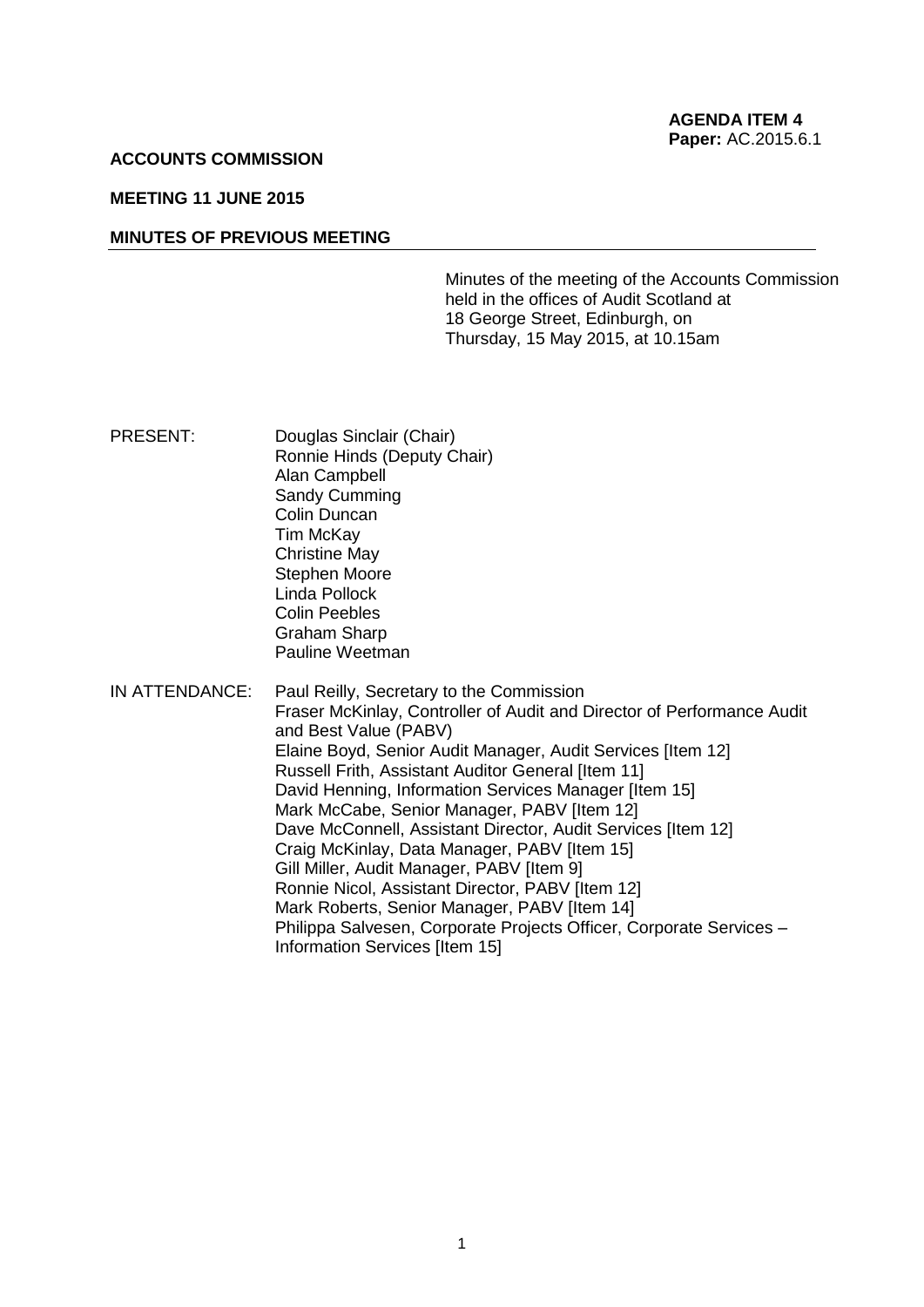**AGENDA ITEM 4**
**Paper:** AC.2015.6.1

**ACCOUNTS COMMISSION**

**MEETING 11 JUNE 2015**

**MINUTES OF PREVIOUS MEETING**

Minutes of the meeting of the Accounts Commission held in the offices of Audit Scotland at 18 George Street, Edinburgh, on Thursday, 15 May 2015, at 10.15am

PRESENT:
Douglas Sinclair (Chair)
Ronnie Hinds (Deputy Chair)
Alan Campbell
Sandy Cumming
Colin Duncan
Tim McKay
Christine May
Stephen Moore
Linda Pollock
Colin Peebles
Graham Sharp
Pauline Weetman

IN ATTENDANCE:
Paul Reilly, Secretary to the Commission
Fraser McKinlay, Controller of Audit and Director of Performance Audit and Best Value (PABV)
Elaine Boyd, Senior Audit Manager, Audit Services [Item 12]
Russell Frith, Assistant Auditor General [Item 11]
David Henning, Information Services Manager [Item 15]
Mark McCabe, Senior Manager, PABV [Item 12]
Dave McConnell, Assistant Director, Audit Services [Item 12]
Craig McKinlay, Data Manager, PABV [Item 15]
Gill Miller, Audit Manager, PABV [Item 9]
Ronnie Nicol, Assistant Director, PABV [Item 12]
Mark Roberts, Senior Manager, PABV [Item 14]
Philippa Salvesen, Corporate Projects Officer, Corporate Services – Information Services [Item 15]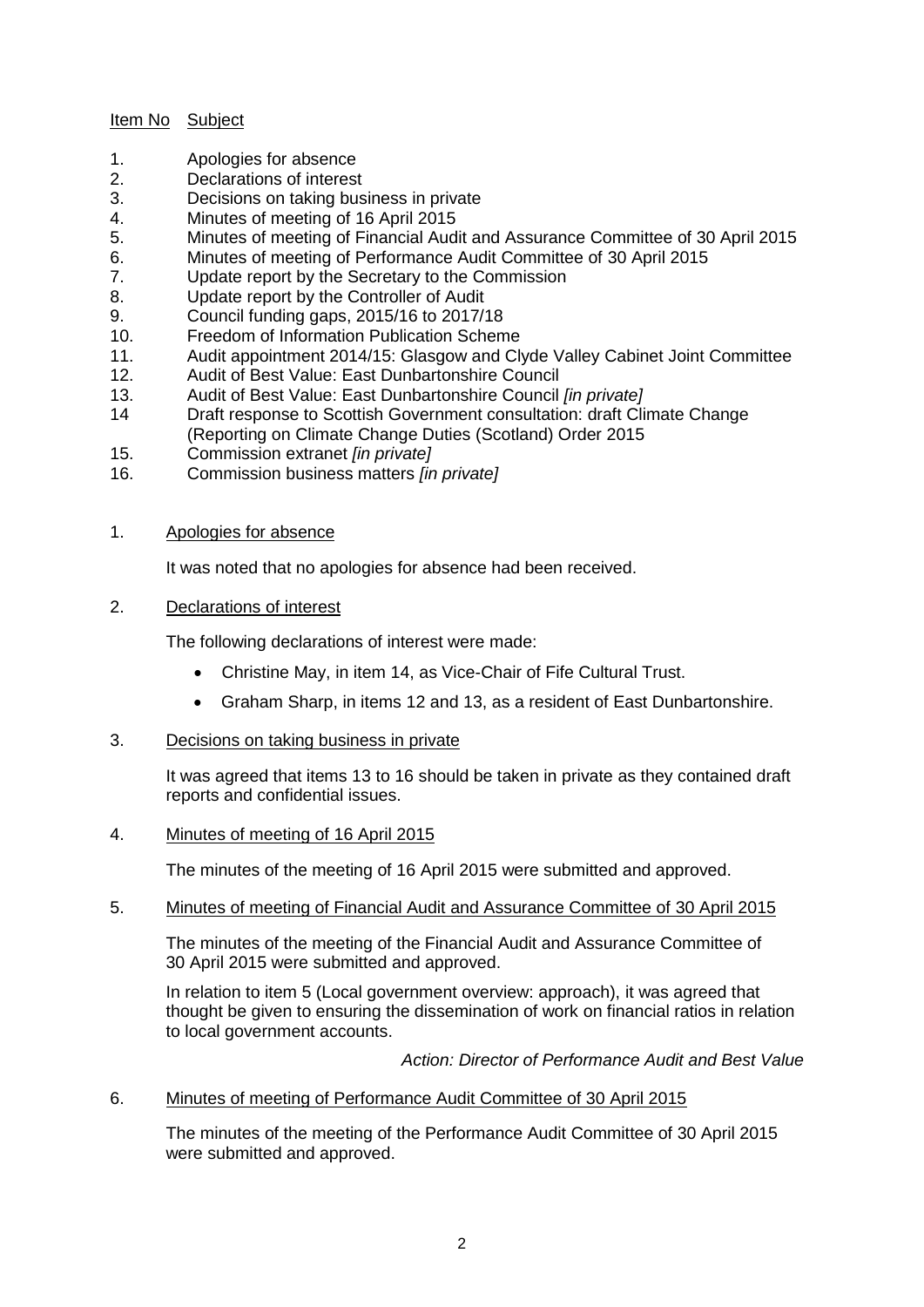Item No Subject

1. Apologies for absence
2. Declarations of interest
3. Decisions on taking business in private
4. Minutes of meeting of 16 April 2015
5. Minutes of meeting of Financial Audit and Assurance Committee of 30 April 2015
6. Minutes of meeting of Performance Audit Committee of 30 April 2015
7. Update report by the Secretary to the Commission
8. Update report by the Controller of Audit
9. Council funding gaps, 2015/16 to 2017/18
10. Freedom of Information Publication Scheme
11. Audit appointment 2014/15: Glasgow and Clyde Valley Cabinet Joint Committee
12. Audit of Best Value: East Dunbartonshire Council
13. Audit of Best Value: East Dunbartonshire Council *[in private]*
14 Draft response to Scottish Government consultation: draft Climate Change (Reporting on Climate Change Duties (Scotland) Order 2015
15. Commission extranet *[in private]*
16. Commission business matters *[in private]*

1. Apologies for absence

It was noted that no apologies for absence had been received.

2. Declarations of interest

The following declarations of interest were made:

- Christine May, in item 14, as Vice-Chair of Fife Cultural Trust.
- Graham Sharp, in items 12 and 13, as a resident of East Dunbartonshire.

3. Decisions on taking business in private

It was agreed that items 13 to 16 should be taken in private as they contained draft reports and confidential issues.

4. Minutes of meeting of 16 April 2015

The minutes of the meeting of 16 April 2015 were submitted and approved.

5. Minutes of meeting of Financial Audit and Assurance Committee of 30 April 2015

The minutes of the meeting of the Financial Audit and Assurance Committee of 30 April 2015 were submitted and approved.

In relation to item 5 (Local government overview: approach), it was agreed that thought be given to ensuring the dissemination of work on financial ratios in relation to local government accounts.

*Action: Director of Performance Audit and Best Value*

6. Minutes of meeting of Performance Audit Committee of 30 April 2015

The minutes of the meeting of the Performance Audit Committee of 30 April 2015 were submitted and approved.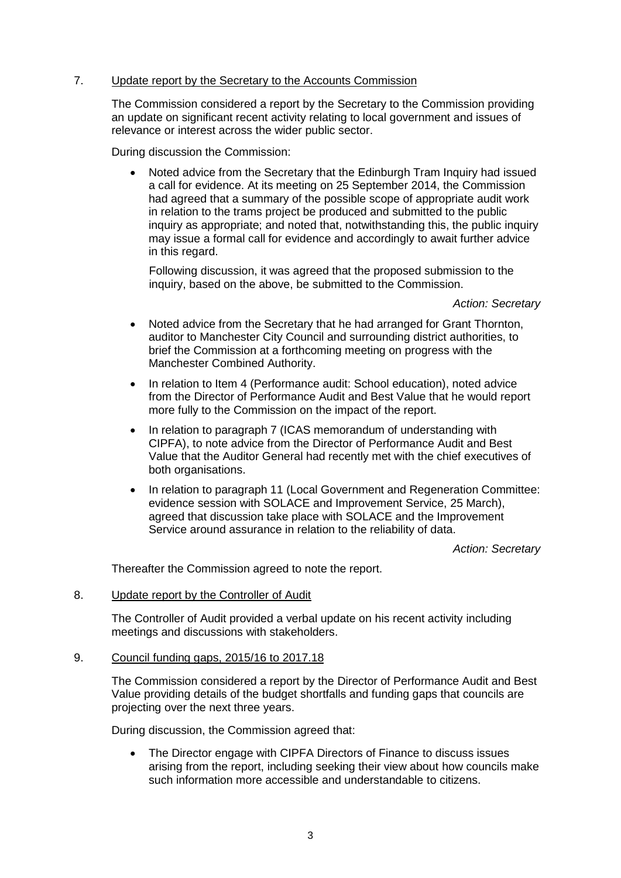7. Update report by the Secretary to the Accounts Commission

The Commission considered a report by the Secretary to the Commission providing an update on significant recent activity relating to local government and issues of relevance or interest across the wider public sector.

During discussion the Commission:

- Noted advice from the Secretary that the Edinburgh Tram Inquiry had issued a call for evidence. At its meeting on 25 September 2014, the Commission had agreed that a summary of the possible scope of appropriate audit work in relation to the trams project be produced and submitted to the public inquiry as appropriate; and noted that, notwithstanding this, the public inquiry may issue a formal call for evidence and accordingly to await further advice in this regard.

  Following discussion, it was agreed that the proposed submission to the inquiry, based on the above, be submitted to the Commission.

  *Action: Secretary*

- Noted advice from the Secretary that he had arranged for Grant Thornton, auditor to Manchester City Council and surrounding district authorities, to brief the Commission at a forthcoming meeting on progress with the Manchester Combined Authority.
- In relation to Item 4 (Performance audit: School education), noted advice from the Director of Performance Audit and Best Value that he would report more fully to the Commission on the impact of the report.
- In relation to paragraph 7 (ICAS memorandum of understanding with CIPFA), to note advice from the Director of Performance Audit and Best Value that the Auditor General had recently met with the chief executives of both organisations.
- In relation to paragraph 11 (Local Government and Regeneration Committee: evidence session with SOLACE and Improvement Service, 25 March), agreed that discussion take place with SOLACE and the Improvement Service around assurance in relation to the reliability of data.

  *Action: Secretary*

Thereafter the Commission agreed to note the report.

8. Update report by the Controller of Audit

The Controller of Audit provided a verbal update on his recent activity including meetings and discussions with stakeholders.

9. Council funding gaps, 2015/16 to 2017.18

The Commission considered a report by the Director of Performance Audit and Best Value providing details of the budget shortfalls and funding gaps that councils are projecting over the next three years.

During discussion, the Commission agreed that:

- The Director engage with CIPFA Directors of Finance to discuss issues arising from the report, including seeking their view about how councils make such information more accessible and understandable to citizens.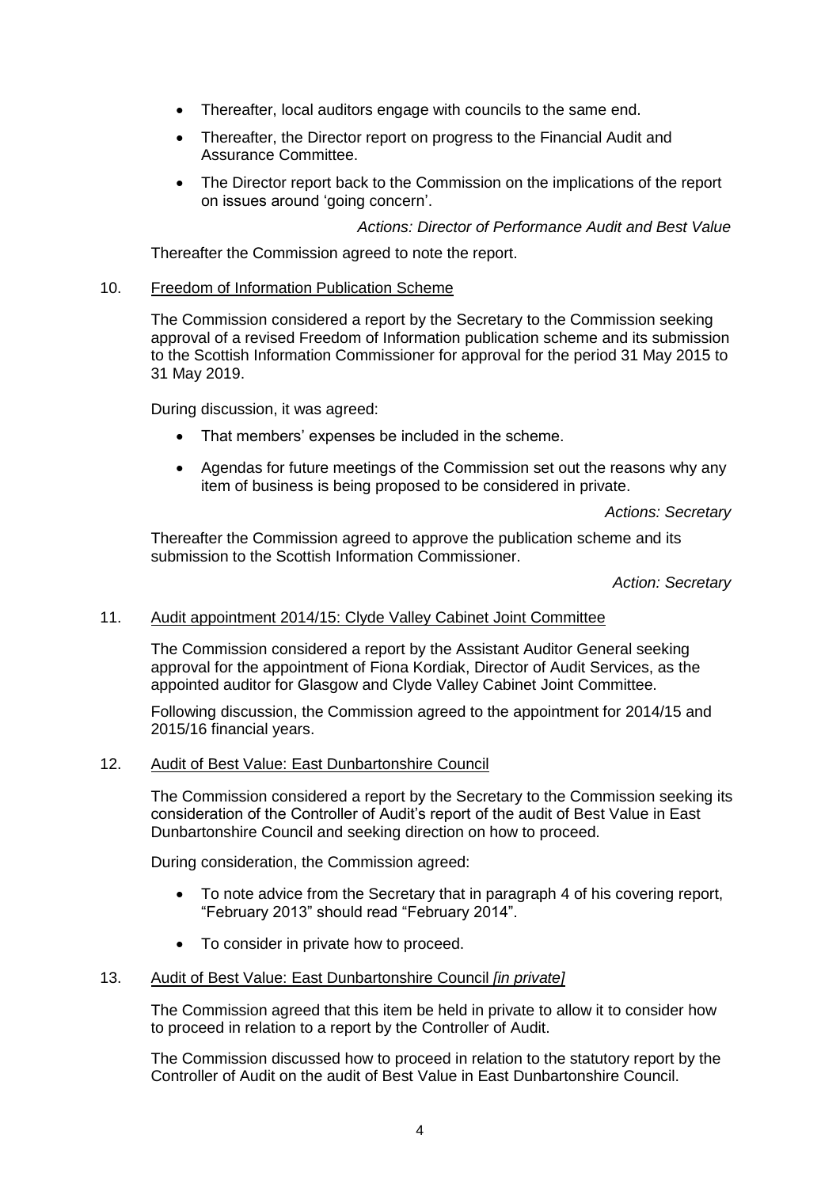- Thereafter, local auditors engage with councils to the same end.
- Thereafter, the Director report on progress to the Financial Audit and Assurance Committee.
- The Director report back to the Commission on the implications of the report on issues around 'going concern'.

*Actions: Director of Performance Audit and Best Value*

Thereafter the Commission agreed to note the report.

10. Freedom of Information Publication Scheme

The Commission considered a report by the Secretary to the Commission seeking approval of a revised Freedom of Information publication scheme and its submission to the Scottish Information Commissioner for approval for the period 31 May 2015 to 31 May 2019.

During discussion, it was agreed:

- That members' expenses be included in the scheme.
- Agendas for future meetings of the Commission set out the reasons why any item of business is being proposed to be considered in private.

*Actions: Secretary*

Thereafter the Commission agreed to approve the publication scheme and its submission to the Scottish Information Commissioner.

*Action: Secretary*

11. Audit appointment 2014/15: Clyde Valley Cabinet Joint Committee

The Commission considered a report by the Assistant Auditor General seeking approval for the appointment of Fiona Kordiak, Director of Audit Services, as the appointed auditor for Glasgow and Clyde Valley Cabinet Joint Committee.

Following discussion, the Commission agreed to the appointment for 2014/15 and 2015/16 financial years.

12. Audit of Best Value: East Dunbartonshire Council

The Commission considered a report by the Secretary to the Commission seeking its consideration of the Controller of Audit's report of the audit of Best Value in East Dunbartonshire Council and seeking direction on how to proceed.

During consideration, the Commission agreed:

- To note advice from the Secretary that in paragraph 4 of his covering report, "February 2013" should read "February 2014".
- To consider in private how to proceed.

13. Audit of Best Value: East Dunbartonshire Council *[in private]*

The Commission agreed that this item be held in private to allow it to consider how to proceed in relation to a report by the Controller of Audit.

The Commission discussed how to proceed in relation to the statutory report by the Controller of Audit on the audit of Best Value in East Dunbartonshire Council.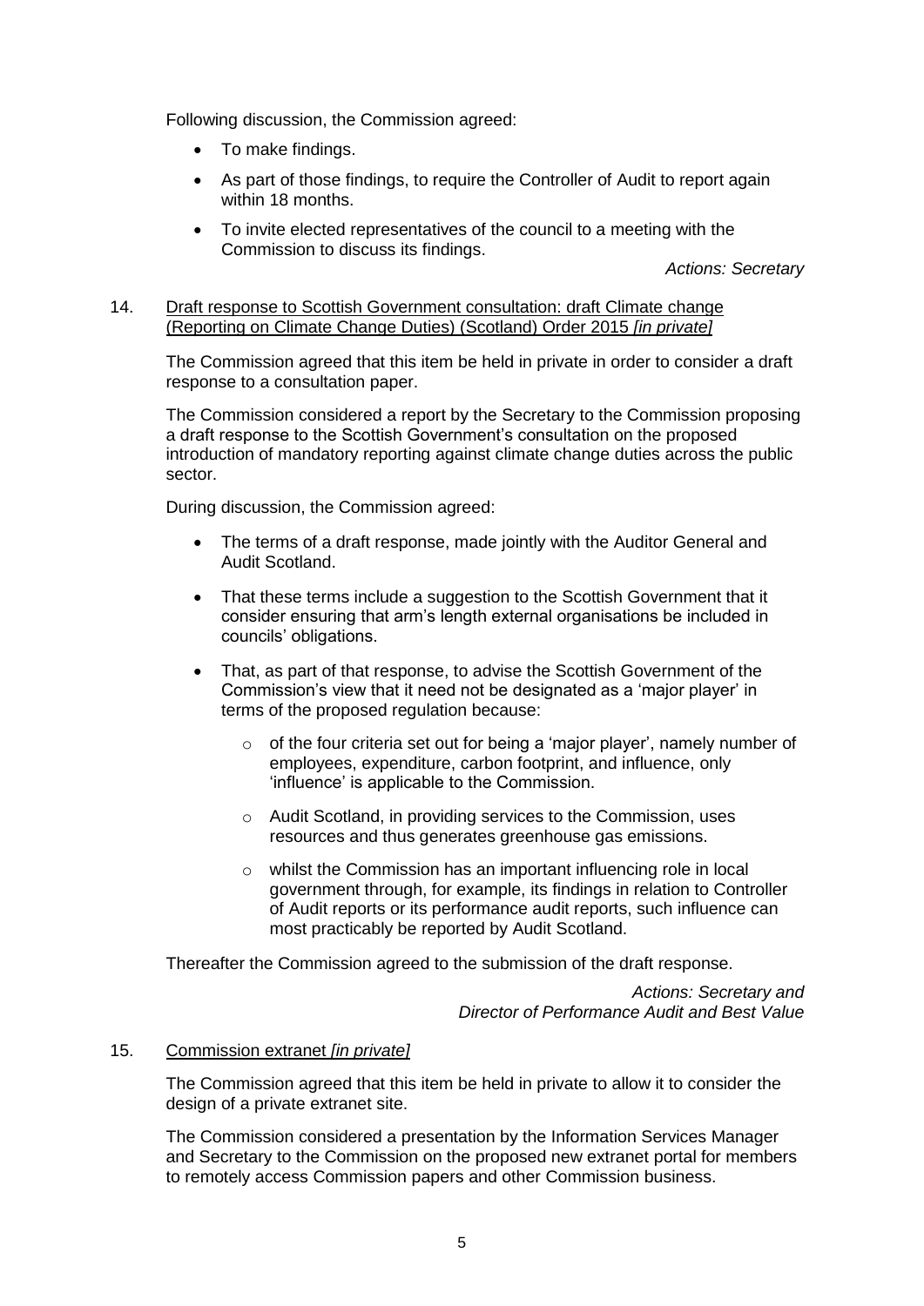Following discussion, the Commission agreed:

- To make findings.
- As part of those findings, to require the Controller of Audit to report again within 18 months.
- To invite elected representatives of the council to a meeting with the Commission to discuss its findings.

*Actions: Secretary*

14. Draft response to Scottish Government consultation: draft Climate change (Reporting on Climate Change Duties) (Scotland) Order 2015 *[in private]*

The Commission agreed that this item be held in private in order to consider a draft response to a consultation paper.

The Commission considered a report by the Secretary to the Commission proposing a draft response to the Scottish Government's consultation on the proposed introduction of mandatory reporting against climate change duties across the public sector.

During discussion, the Commission agreed:

- The terms of a draft response, made jointly with the Auditor General and Audit Scotland.
- That these terms include a suggestion to the Scottish Government that it consider ensuring that arm's length external organisations be included in councils' obligations.
- That, as part of that response, to advise the Scottish Government of the Commission's view that it need not be designated as a 'major player' in terms of the proposed regulation because:
  - of the four criteria set out for being a 'major player', namely number of employees, expenditure, carbon footprint, and influence, only 'influence' is applicable to the Commission.
  - Audit Scotland, in providing services to the Commission, uses resources and thus generates greenhouse gas emissions.
  - whilst the Commission has an important influencing role in local government through, for example, its findings in relation to Controller of Audit reports or its performance audit reports, such influence can most practicably be reported by Audit Scotland.

Thereafter the Commission agreed to the submission of the draft response.

*Actions: Secretary and Director of Performance Audit and Best Value*

15. Commission extranet *[in private]*

The Commission agreed that this item be held in private to allow it to consider the design of a private extranet site.

The Commission considered a presentation by the Information Services Manager and Secretary to the Commission on the proposed new extranet portal for members to remotely access Commission papers and other Commission business.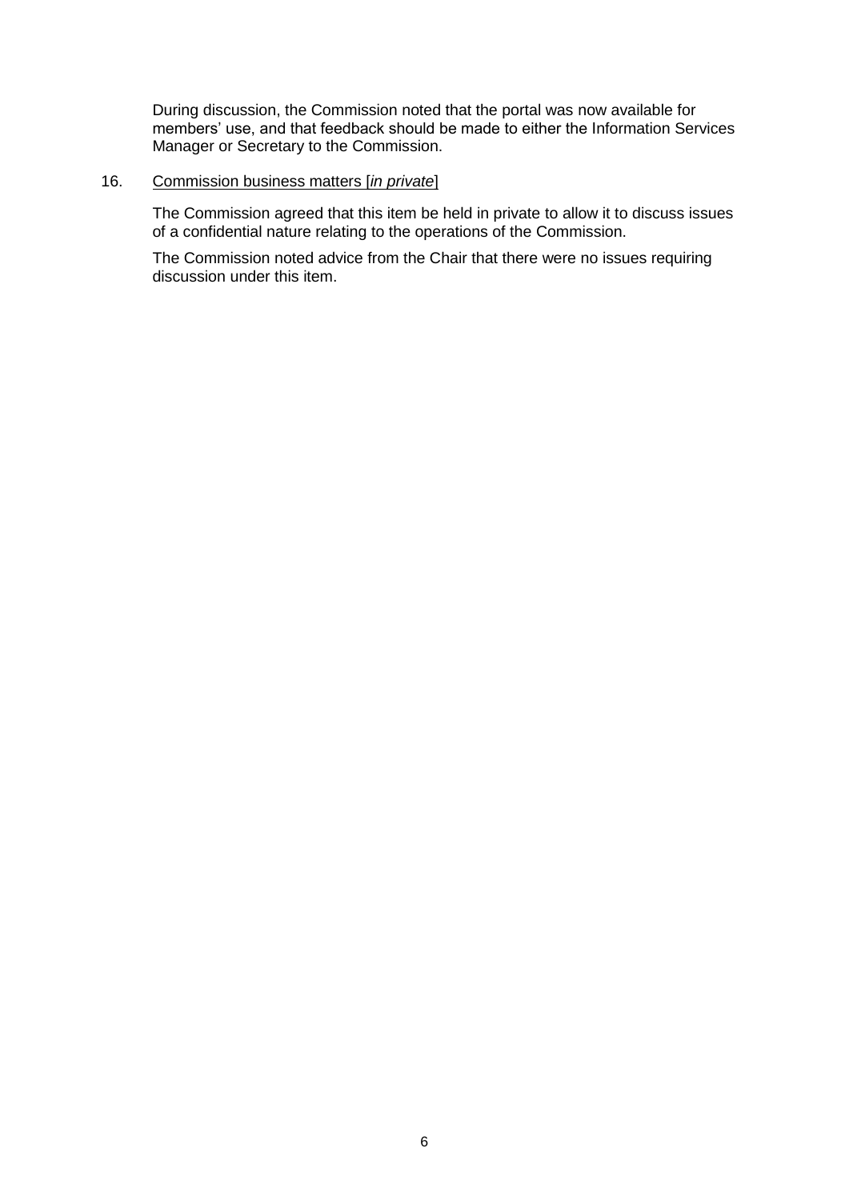During discussion, the Commission noted that the portal was now available for members' use, and that feedback should be made to either the Information Services Manager or Secretary to the Commission.

16. Commission business matters [*in private*]

The Commission agreed that this item be held in private to allow it to discuss issues of a confidential nature relating to the operations of the Commission.

The Commission noted advice from the Chair that there were no issues requiring discussion under this item.